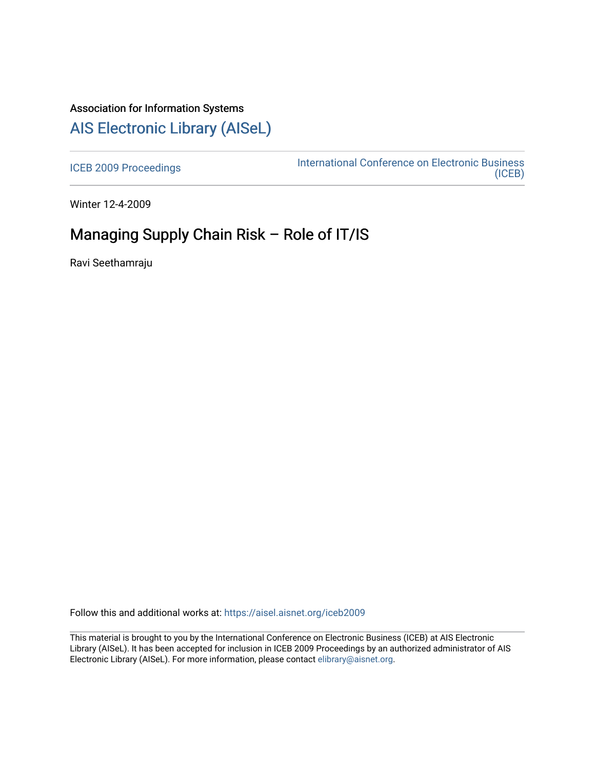Association for Information Systems

# AIS Electronic Library (AISeL)

ICEB 2009 Proceedings

International Conference on Electronic Business (ICEB)

Winter 12-4-2009

## Managing Supply Chain Risk – Role of IT/IS

Ravi Seethamraju

Follow this and additional works at: https://aisel.aisnet.org/iceb2009

This material is brought to you by the International Conference on Electronic Business (ICEB) at AIS Electronic Library (AISeL). It has been accepted for inclusion in ICEB 2009 Proceedings by an authorized administrator of AIS Electronic Library (AISeL). For more information, please contact elibrary@aisnet.org.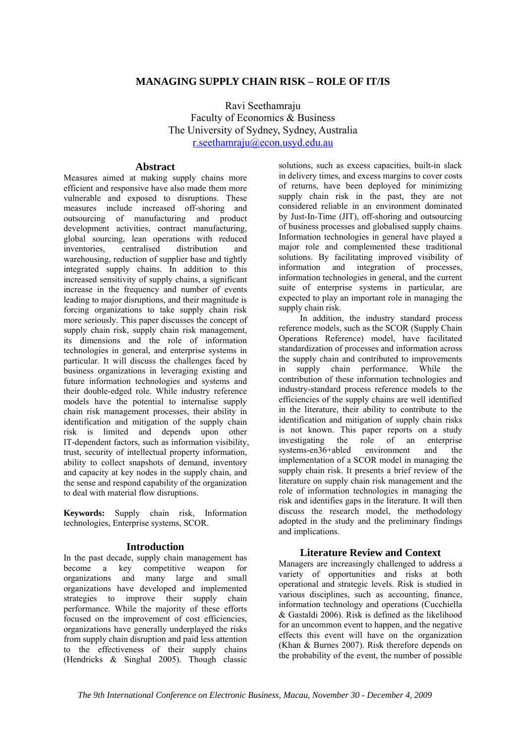# MANAGING SUPPLY CHAIN RISK – ROLE OF IT/IS

Ravi Seethamraju
Faculty of Economics & Business
The University of Sydney, Sydney, Australia
r.seethamraju@econ.usyd.edu.au

## Abstract

Measures aimed at making supply chains more efficient and responsive have also made them more vulnerable and exposed to disruptions. These measures include increased off-shoring and outsourcing of manufacturing and product development activities, contract manufacturing, global sourcing, lean operations with reduced inventories, centralised distribution and warehousing, reduction of supplier base and tightly integrated supply chains. In addition to this increased sensitivity of supply chains, a significant increase in the frequency and number of events leading to major disruptions, and their magnitude is forcing organizations to take supply chain risk more seriously. This paper discusses the concept of supply chain risk, supply chain risk management, its dimensions and the role of information technologies in general, and enterprise systems in particular. It will discuss the challenges faced by business organizations in leveraging existing and future information technologies and systems and their double-edged role. While industry reference models have the potential to internalise supply chain risk management processes, their ability in identification and mitigation of the supply chain risk is limited and depends upon other IT-dependent factors, such as information visibility, trust, security of intellectual property information, ability to collect snapshots of demand, inventory and capacity at key nodes in the supply chain, and the sense and respond capability of the organization to deal with material flow disruptions.

**Keywords:** Supply chain risk, Information technologies, Enterprise systems, SCOR.

## Introduction

In the past decade, supply chain management has become a key competitive weapon for organizations and many large and small organizations have developed and implemented strategies to improve their supply chain performance. While the majority of these efforts focused on the improvement of cost efficiencies, organizations have generally underplayed the risks from supply chain disruption and paid less attention to the effectiveness of their supply chains (Hendricks & Singhal 2005). Though classic solutions, such as excess capacities, built-in slack in delivery times, and excess margins to cover costs of returns, have been deployed for minimizing supply chain risk in the past, they are not considered reliable in an environment dominated by Just-In-Time (JIT), off-shoring and outsourcing of business processes and globalised supply chains. Information technologies in general have played a major role and complemented these traditional solutions. By facilitating improved visibility of information and integration of processes, information technologies in general, and the current suite of enterprise systems in particular, are expected to play an important role in managing the supply chain risk.

In addition, the industry standard process reference models, such as the SCOR (Supply Chain Operations Reference) model, have facilitated standardization of processes and information across the supply chain and contributed to improvements in supply chain performance. While the contribution of these information technologies and industry-standard process reference models to the efficiencies of the supply chains are well identified in the literature, their ability to contribute to the identification and mitigation of supply chain risks is not known. This paper reports on a study investigating the role of an enterprise systems-en36+abled environment and the implementation of a SCOR model in managing the supply chain risk. It presents a brief review of the literature on supply chain risk management and the role of information technologies in managing the risk and identifies gaps in the literature. It will then discuss the research model, the methodology adopted in the study and the preliminary findings and implications.

## Literature Review and Context

Managers are increasingly challenged to address a variety of opportunities and risks at both operational and strategic levels. Risk is studied in various disciplines, such as accounting, finance, information technology and operations (Cucchiella & Gastaldi 2006). Risk is defined as the likelihood for an uncommon event to happen, and the negative effects this event will have on the organization (Khan & Burnes 2007). Risk therefore depends on the probability of the event, the number of possible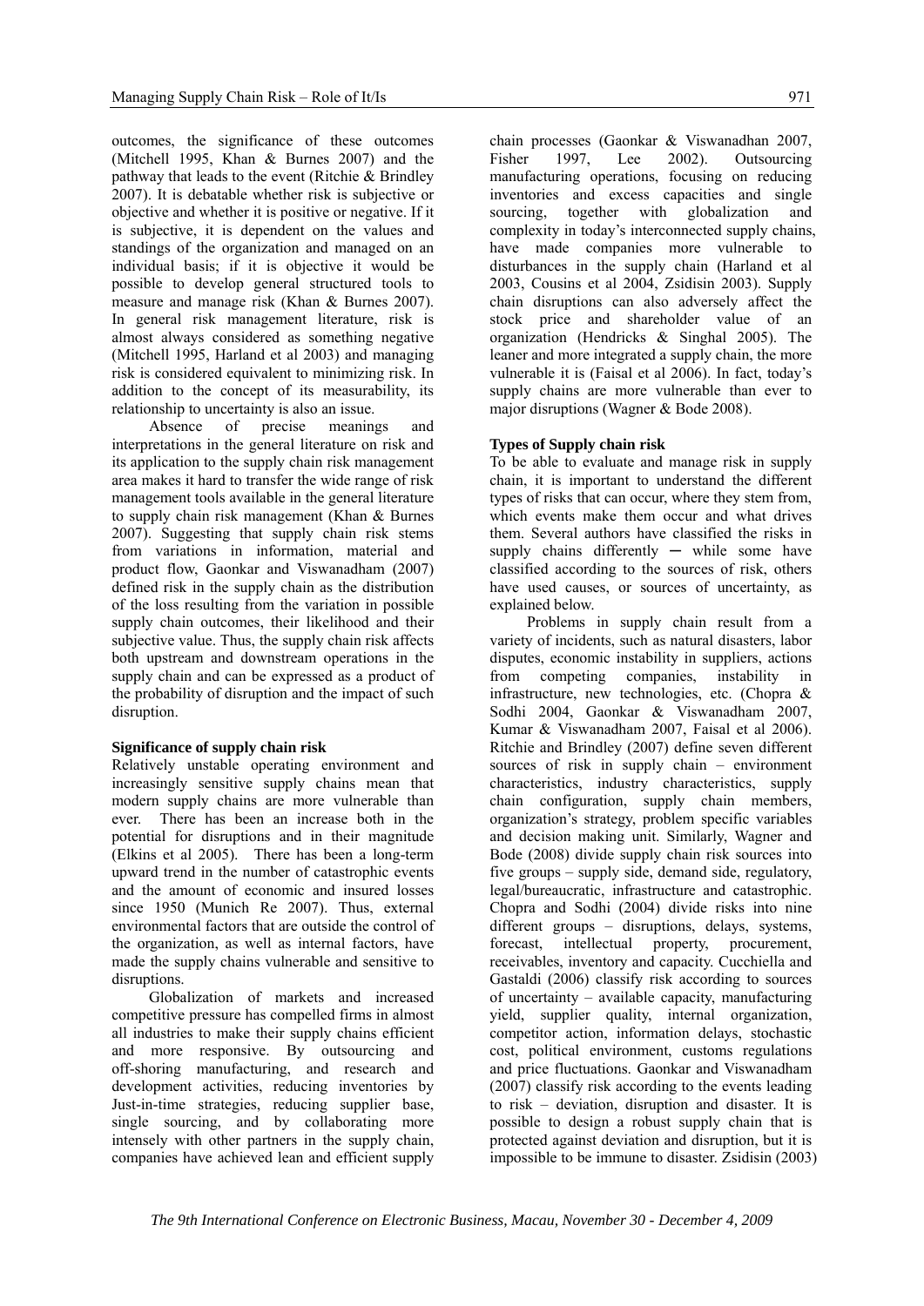outcomes, the significance of these outcomes (Mitchell 1995, Khan & Burnes 2007) and the pathway that leads to the event (Ritchie & Brindley 2007). It is debatable whether risk is subjective or objective and whether it is positive or negative. If it is subjective, it is dependent on the values and standings of the organization and managed on an individual basis; if it is objective it would be possible to develop general structured tools to measure and manage risk (Khan & Burnes 2007). In general risk management literature, risk is almost always considered as something negative (Mitchell 1995, Harland et al 2003) and managing risk is considered equivalent to minimizing risk. In addition to the concept of its measurability, its relationship to uncertainty is also an issue.

Absence of precise meanings and interpretations in the general literature on risk and its application to the supply chain risk management area makes it hard to transfer the wide range of risk management tools available in the general literature to supply chain risk management (Khan & Burnes 2007). Suggesting that supply chain risk stems from variations in information, material and product flow, Gaonkar and Viswanadham (2007) defined risk in the supply chain as the distribution of the loss resulting from the variation in possible supply chain outcomes, their likelihood and their subjective value. Thus, the supply chain risk affects both upstream and downstream operations in the supply chain and can be expressed as a product of the probability of disruption and the impact of such disruption.

**Significance of supply chain risk**

Relatively unstable operating environment and increasingly sensitive supply chains mean that modern supply chains are more vulnerable than ever. There has been an increase both in the potential for disruptions and in their magnitude (Elkins et al 2005). There has been a long-term upward trend in the number of catastrophic events and the amount of economic and insured losses since 1950 (Munich Re 2007). Thus, external environmental factors that are outside the control of the organization, as well as internal factors, have made the supply chains vulnerable and sensitive to disruptions.

Globalization of markets and increased competitive pressure has compelled firms in almost all industries to make their supply chains efficient and more responsive. By outsourcing and off-shoring manufacturing, and research and development activities, reducing inventories by Just-in-time strategies, reducing supplier base, single sourcing, and by collaborating more intensely with other partners in the supply chain, companies have achieved lean and efficient supply chain processes (Gaonkar & Viswanadhan 2007, Fisher 1997, Lee 2002). Outsourcing manufacturing operations, focusing on reducing inventories and excess capacities and single sourcing, together with globalization and complexity in today's interconnected supply chains, have made companies more vulnerable to disturbances in the supply chain (Harland et al 2003, Cousins et al 2004, Zsidisin 2003). Supply chain disruptions can also adversely affect the stock price and shareholder value of an organization (Hendricks & Singhal 2005). The leaner and more integrated a supply chain, the more vulnerable it is (Faisal et al 2006). In fact, today's supply chains are more vulnerable than ever to major disruptions (Wagner & Bode 2008).

**Types of Supply chain risk**

To be able to evaluate and manage risk in supply chain, it is important to understand the different types of risks that can occur, where they stem from, which events make them occur and what drives them. Several authors have classified the risks in supply chains differently — while some have classified according to the sources of risk, others have used causes, or sources of uncertainty, as explained below.

Problems in supply chain result from a variety of incidents, such as natural disasters, labor disputes, economic instability in suppliers, actions from competing companies, instability in infrastructure, new technologies, etc. (Chopra & Sodhi 2004, Gaonkar & Viswanadham 2007, Kumar & Viswanadham 2007, Faisal et al 2006). Ritchie and Brindley (2007) define seven different sources of risk in supply chain – environment characteristics, industry characteristics, supply chain configuration, supply chain members, organization's strategy, problem specific variables and decision making unit. Similarly, Wagner and Bode (2008) divide supply chain risk sources into five groups – supply side, demand side, regulatory, legal/bureaucratic, infrastructure and catastrophic. Chopra and Sodhi (2004) divide risks into nine different groups – disruptions, delays, systems, forecast, intellectual property, procurement, receivables, inventory and capacity. Cucchiella and Gastaldi (2006) classify risk according to sources of uncertainty – available capacity, manufacturing yield, supplier quality, internal organization, competitor action, information delays, stochastic cost, political environment, customs regulations and price fluctuations. Gaonkar and Viswanadham (2007) classify risk according to the events leading to risk – deviation, disruption and disaster. It is possible to design a robust supply chain that is protected against deviation and disruption, but it is impossible to be immune to disaster. Zsidisin (2003)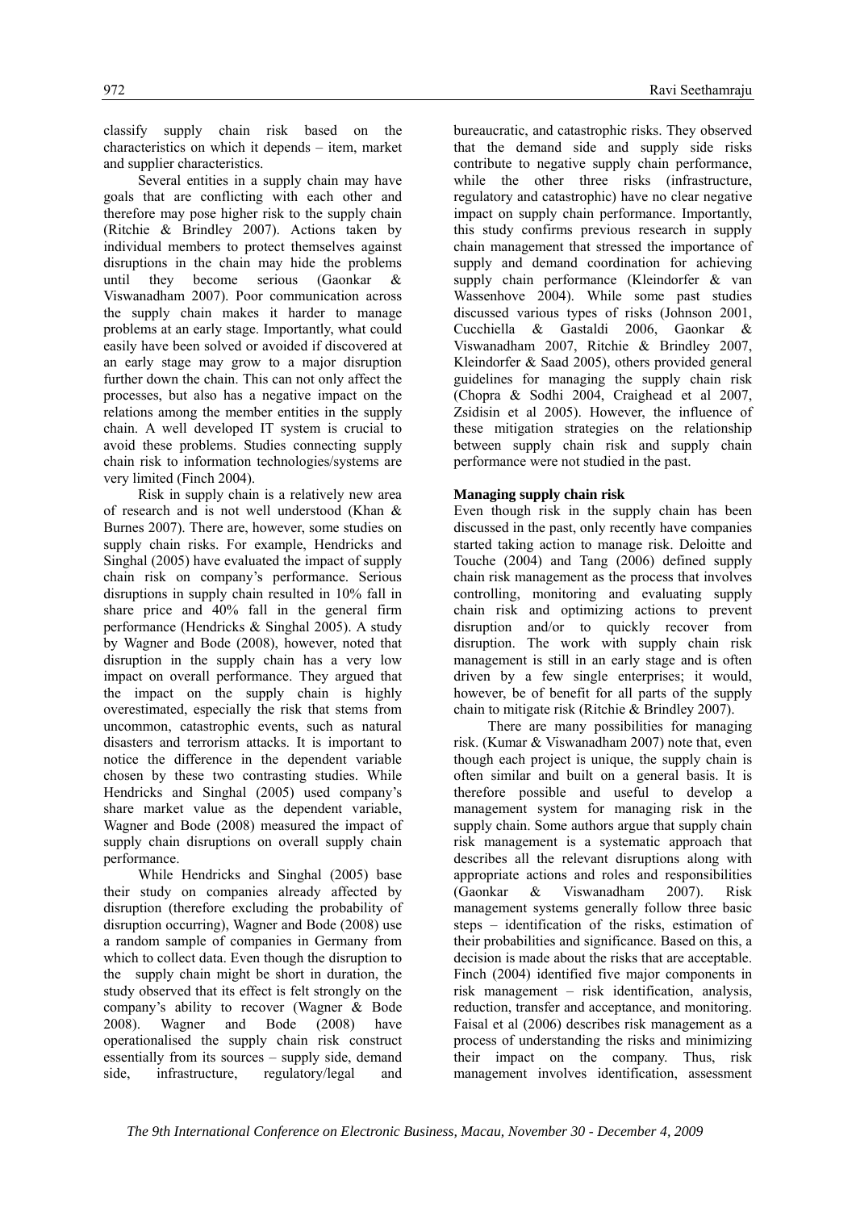classify supply chain risk based on the characteristics on which it depends – item, market and supplier characteristics.

Several entities in a supply chain may have goals that are conflicting with each other and therefore may pose higher risk to the supply chain (Ritchie & Brindley 2007). Actions taken by individual members to protect themselves against disruptions in the chain may hide the problems until they become serious (Gaonkar & Viswanadham 2007). Poor communication across the supply chain makes it harder to manage problems at an early stage. Importantly, what could easily have been solved or avoided if discovered at an early stage may grow to a major disruption further down the chain. This can not only affect the processes, but also has a negative impact on the relations among the member entities in the supply chain. A well developed IT system is crucial to avoid these problems. Studies connecting supply chain risk to information technologies/systems are very limited (Finch 2004).

Risk in supply chain is a relatively new area of research and is not well understood (Khan & Burnes 2007). There are, however, some studies on supply chain risks. For example, Hendricks and Singhal (2005) have evaluated the impact of supply chain risk on company's performance. Serious disruptions in supply chain resulted in 10% fall in share price and 40% fall in the general firm performance (Hendricks & Singhal 2005). A study by Wagner and Bode (2008), however, noted that disruption in the supply chain has a very low impact on overall performance. They argued that the impact on the supply chain is highly overestimated, especially the risk that stems from uncommon, catastrophic events, such as natural disasters and terrorism attacks. It is important to notice the difference in the dependent variable chosen by these two contrasting studies. While Hendricks and Singhal (2005) used company's share market value as the dependent variable, Wagner and Bode (2008) measured the impact of supply chain disruptions on overall supply chain performance.

While Hendricks and Singhal (2005) base their study on companies already affected by disruption (therefore excluding the probability of disruption occurring), Wagner and Bode (2008) use a random sample of companies in Germany from which to collect data. Even though the disruption to the supply chain might be short in duration, the study observed that its effect is felt strongly on the company's ability to recover (Wagner & Bode 2008). Wagner and Bode (2008) have operationalised the supply chain risk construct essentially from its sources – supply side, demand side, infrastructure, regulatory/legal and bureaucratic, and catastrophic risks. They observed that the demand side and supply side risks contribute to negative supply chain performance, while the other three risks (infrastructure, regulatory and catastrophic) have no clear negative impact on supply chain performance. Importantly, this study confirms previous research in supply chain management that stressed the importance of supply and demand coordination for achieving supply chain performance (Kleindorfer & van Wassenhove 2004). While some past studies discussed various types of risks (Johnson 2001, Cucchiella & Gastaldi 2006, Gaonkar & Viswanadham 2007, Ritchie & Brindley 2007, Kleindorfer & Saad 2005), others provided general guidelines for managing the supply chain risk (Chopra & Sodhi 2004, Craighead et al 2007, Zsidisin et al 2005). However, the influence of these mitigation strategies on the relationship between supply chain risk and supply chain performance were not studied in the past.

**Managing supply chain risk**

Even though risk in the supply chain has been discussed in the past, only recently have companies started taking action to manage risk. Deloitte and Touche (2004) and Tang (2006) defined supply chain risk management as the process that involves controlling, monitoring and evaluating supply chain risk and optimizing actions to prevent disruption and/or to quickly recover from disruption. The work with supply chain risk management is still in an early stage and is often driven by a few single enterprises; it would, however, be of benefit for all parts of the supply chain to mitigate risk (Ritchie & Brindley 2007).

There are many possibilities for managing risk. (Kumar & Viswanadham 2007) note that, even though each project is unique, the supply chain is often similar and built on a general basis. It is therefore possible and useful to develop a management system for managing risk in the supply chain. Some authors argue that supply chain risk management is a systematic approach that describes all the relevant disruptions along with appropriate actions and roles and responsibilities (Gaonkar & Viswanadham 2007). Risk management systems generally follow three basic steps – identification of the risks, estimation of their probabilities and significance. Based on this, a decision is made about the risks that are acceptable. Finch (2004) identified five major components in risk management – risk identification, analysis, reduction, transfer and acceptance, and monitoring. Faisal et al (2006) describes risk management as a process of understanding the risks and minimizing their impact on the company. Thus, risk management involves identification, assessment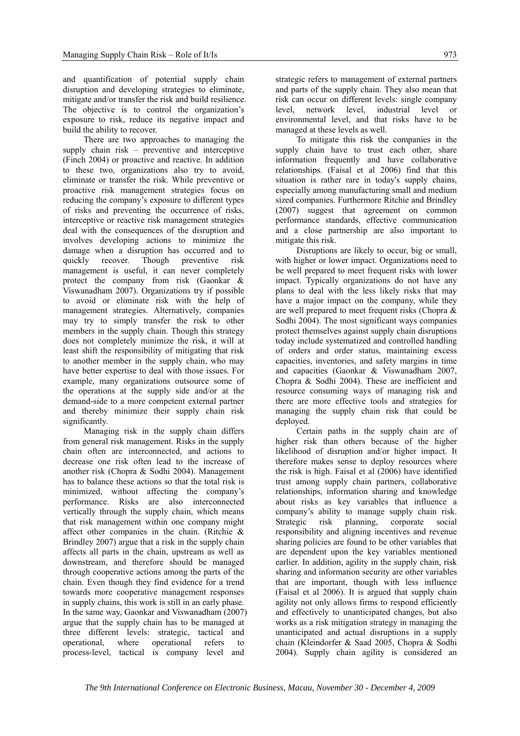and quantification of potential supply chain disruption and developing strategies to eliminate, mitigate and/or transfer the risk and build resilience. The objective is to control the organization's exposure to risk, reduce its negative impact and build the ability to recover.

There are two approaches to managing the supply chain risk – preventive and interceptive (Finch 2004) or proactive and reactive. In addition to these two, organizations also try to avoid, eliminate or transfer the risk. While preventive or proactive risk management strategies focus on reducing the company's exposure to different types of risks and preventing the occurrence of risks, interceptive or reactive risk management strategies deal with the consequences of the disruption and involves developing actions to minimize the damage when a disruption has occurred and to quickly recover. Though preventive risk management is useful, it can never completely protect the company from risk (Gaonkar & Viswanadham 2007). Organizations try if possible to avoid or eliminate risk with the help of management strategies. Alternatively, companies may try to simply transfer the risk to other members in the supply chain. Though this strategy does not completely minimize the risk, it will at least shift the responsibility of mitigating that risk to another member in the supply chain, who may have better expertise to deal with those issues. For example, many organizations outsource some of the operations at the supply side and/or at the demand-side to a more competent external partner and thereby minimize their supply chain risk significantly.

Managing risk in the supply chain differs from general risk management. Risks in the supply chain often are interconnected, and actions to decrease one risk often lead to the increase of another risk (Chopra & Sodhi 2004). Management has to balance these actions so that the total risk is minimized, without affecting the company's performance. Risks are also interconnected vertically through the supply chain, which means that risk management within one company might affect other companies in the chain. (Ritchie & Brindley 2007) argue that a risk in the supply chain affects all parts in the chain, upstream as well as downstream, and therefore should be managed through cooperative actions among the parts of the chain. Even though they find evidence for a trend towards more cooperative management responses in supply chains, this work is still in an early phase. In the same way, Gaonkar and Viswanadham (2007) argue that the supply chain has to be managed at three different levels: strategic, tactical and operational, where operational refers to process-level, tactical is company level and strategic refers to management of external partners and parts of the supply chain. They also mean that risk can occur on different levels: single company level, network level, industrial level or environmental level, and that risks have to be managed at these levels as well.

To mitigate this risk the companies in the supply chain have to trust each other, share information frequently and have collaborative relationships. (Faisal et al 2006) find that this situation is rather rare in today's supply chains, especially among manufacturing small and medium sized companies. Furthermore Ritchie and Brindley (2007) suggest that agreement on common performance standards, effective communication and a close partnership are also important to mitigate this risk.

Disruptions are likely to occur, big or small, with higher or lower impact. Organizations need to be well prepared to meet frequent risks with lower impact. Typically organizations do not have any plans to deal with the less likely risks that may have a major impact on the company, while they are well prepared to meet frequent risks (Chopra & Sodhi 2004). The most significant ways companies protect themselves against supply chain disruptions today include systematized and controlled handling of orders and order status, maintaining excess capacities, inventories, and safety margins in time and capacities (Gaonkar & Viswanadham 2007, Chopra & Sodhi 2004). These are inefficient and resource consuming ways of managing risk and there are more effective tools and strategies for managing the supply chain risk that could be deployed.

Certain paths in the supply chain are of higher risk than others because of the higher likelihood of disruption and/or higher impact. It therefore makes sense to deploy resources where the risk is high. Faisal et al (2006) have identified trust among supply chain partners, collaborative relationships, information sharing and knowledge about risks as key variables that influence a company's ability to manage supply chain risk. Strategic risk planning, corporate social responsibility and aligning incentives and revenue sharing policies are found to be other variables that are dependent upon the key variables mentioned earlier. In addition, agility in the supply chain, risk sharing and information security are other variables that are important, though with less influence (Faisal et al 2006). It is argued that supply chain agility not only allows firms to respond efficiently and effectively to unanticipated changes, but also works as a risk mitigation strategy in managing the unanticipated and actual disruptions in a supply chain (Kleindorfer & Saad 2005, Chopra & Sodhi 2004). Supply chain agility is considered an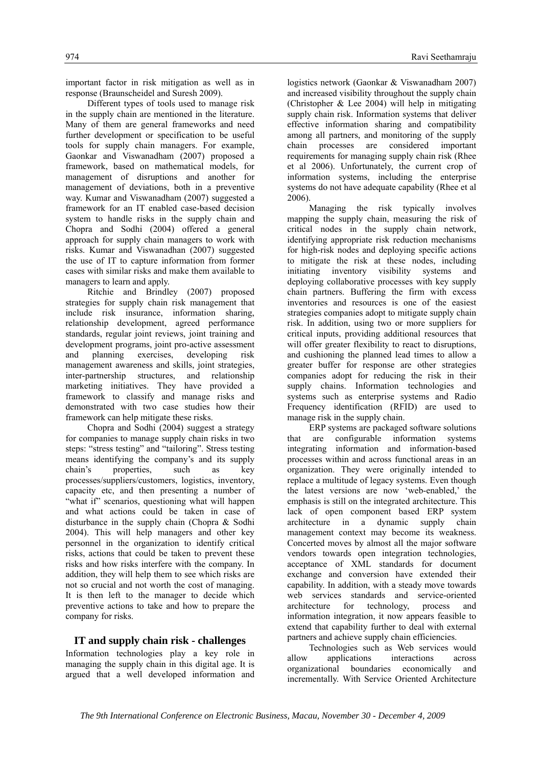important factor in risk mitigation as well as in response (Braunscheidel and Suresh 2009).

Different types of tools used to manage risk in the supply chain are mentioned in the literature. Many of them are general frameworks and need further development or specification to be useful tools for supply chain managers. For example, Gaonkar and Viswanadham (2007) proposed a framework, based on mathematical models, for management of disruptions and another for management of deviations, both in a preventive way. Kumar and Viswanadham (2007) suggested a framework for an IT enabled case-based decision system to handle risks in the supply chain and Chopra and Sodhi (2004) offered a general approach for supply chain managers to work with risks. Kumar and Viswanadhan (2007) suggested the use of IT to capture information from former cases with similar risks and make them available to managers to learn and apply.

Ritchie and Brindley (2007) proposed strategies for supply chain risk management that include risk insurance, information sharing, relationship development, agreed performance standards, regular joint reviews, joint training and development programs, joint pro-active assessment and planning exercises, developing risk management awareness and skills, joint strategies, inter-partnership structures, and relationship marketing initiatives. They have provided a framework to classify and manage risks and demonstrated with two case studies how their framework can help mitigate these risks.

Chopra and Sodhi (2004) suggest a strategy for companies to manage supply chain risks in two steps: "stress testing" and "tailoring". Stress testing means identifying the company's and its supply chain's properties, such as key processes/suppliers/customers, logistics, inventory, capacity etc, and then presenting a number of "what if" scenarios, questioning what will happen and what actions could be taken in case of disturbance in the supply chain (Chopra & Sodhi 2004). This will help managers and other key personnel in the organization to identify critical risks, actions that could be taken to prevent these risks and how risks interfere with the company. In addition, they will help them to see which risks are not so crucial and not worth the cost of managing. It is then left to the manager to decide which preventive actions to take and how to prepare the company for risks.

## IT and supply chain risk - challenges

Information technologies play a key role in managing the supply chain in this digital age. It is argued that a well developed information and logistics network (Gaonkar & Viswanadham 2007) and increased visibility throughout the supply chain (Christopher & Lee 2004) will help in mitigating supply chain risk. Information systems that deliver effective information sharing and compatibility among all partners, and monitoring of the supply chain processes are considered important requirements for managing supply chain risk (Rhee et al 2006). Unfortunately, the current crop of information systems, including the enterprise systems do not have adequate capability (Rhee et al 2006).

Managing the risk typically involves mapping the supply chain, measuring the risk of critical nodes in the supply chain network, identifying appropriate risk reduction mechanisms for high-risk nodes and deploying specific actions to mitigate the risk at these nodes, including initiating inventory visibility systems and deploying collaborative processes with key supply chain partners. Buffering the firm with excess inventories and resources is one of the easiest strategies companies adopt to mitigate supply chain risk. In addition, using two or more suppliers for critical inputs, providing additional resources that will offer greater flexibility to react to disruptions, and cushioning the planned lead times to allow a greater buffer for response are other strategies companies adopt for reducing the risk in their supply chains. Information technologies and systems such as enterprise systems and Radio Frequency identification (RFID) are used to manage risk in the supply chain.

ERP systems are packaged software solutions that are configurable information systems integrating information and information-based processes within and across functional areas in an organization. They were originally intended to replace a multitude of legacy systems. Even though the latest versions are now 'web-enabled,' the emphasis is still on the integrated architecture. This lack of open component based ERP system architecture in a dynamic supply chain management context may become its weakness. Concerted moves by almost all the major software vendors towards open integration technologies, acceptance of XML standards for document exchange and conversion have extended their capability. In addition, with a steady move towards web services standards and service-oriented architecture for technology, process and information integration, it now appears feasible to extend that capability further to deal with external partners and achieve supply chain efficiencies.

Technologies such as Web services would allow applications interactions across organizational boundaries economically and incrementally. With Service Oriented Architecture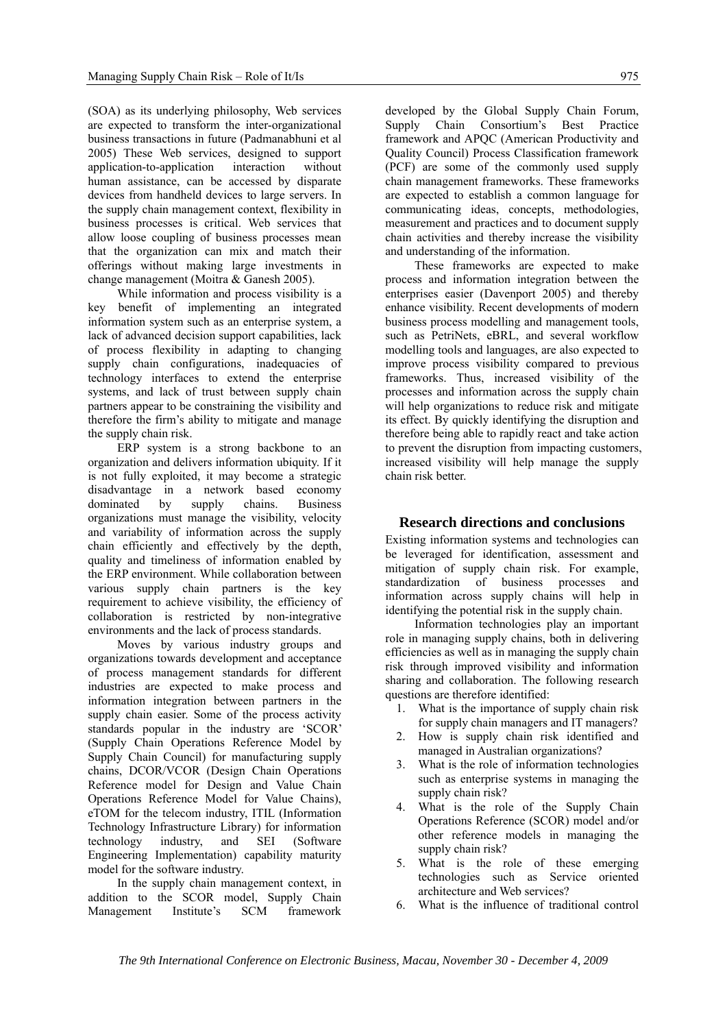(SOA) as its underlying philosophy, Web services are expected to transform the inter-organizational business transactions in future (Padmanabhuni et al 2005) These Web services, designed to support application-to-application interaction without human assistance, can be accessed by disparate devices from handheld devices to large servers. In the supply chain management context, flexibility in business processes is critical. Web services that allow loose coupling of business processes mean that the organization can mix and match their offerings without making large investments in change management (Moitra & Ganesh 2005).

While information and process visibility is a key benefit of implementing an integrated information system such as an enterprise system, a lack of advanced decision support capabilities, lack of process flexibility in adapting to changing supply chain configurations, inadequacies of technology interfaces to extend the enterprise systems, and lack of trust between supply chain partners appear to be constraining the visibility and therefore the firm's ability to mitigate and manage the supply chain risk.

ERP system is a strong backbone to an organization and delivers information ubiquity. If it is not fully exploited, it may become a strategic disadvantage in a network based economy dominated by supply chains. Business organizations must manage the visibility, velocity and variability of information across the supply chain efficiently and effectively by the depth, quality and timeliness of information enabled by the ERP environment. While collaboration between various supply chain partners is the key requirement to achieve visibility, the efficiency of collaboration is restricted by non-integrative environments and the lack of process standards.

Moves by various industry groups and organizations towards development and acceptance of process management standards for different industries are expected to make process and information integration between partners in the supply chain easier. Some of the process activity standards popular in the industry are 'SCOR' (Supply Chain Operations Reference Model by Supply Chain Council) for manufacturing supply chains, DCOR/VCOR (Design Chain Operations Reference model for Design and Value Chain Operations Reference Model for Value Chains), eTOM for the telecom industry, ITIL (Information Technology Infrastructure Library) for information technology industry, and SEI (Software Engineering Implementation) capability maturity model for the software industry.

In the supply chain management context, in addition to the SCOR model, Supply Chain Management Institute's SCM framework developed by the Global Supply Chain Forum, Supply Chain Consortium's Best Practice framework and APQC (American Productivity and Quality Council) Process Classification framework (PCF) are some of the commonly used supply chain management frameworks. These frameworks are expected to establish a common language for communicating ideas, concepts, methodologies, measurement and practices and to document supply chain activities and thereby increase the visibility and understanding of the information.

These frameworks are expected to make process and information integration between the enterprises easier (Davenport 2005) and thereby enhance visibility. Recent developments of modern business process modelling and management tools, such as PetriNets, eBRL, and several workflow modelling tools and languages, are also expected to improve process visibility compared to previous frameworks. Thus, increased visibility of the processes and information across the supply chain will help organizations to reduce risk and mitigate its effect. By quickly identifying the disruption and therefore being able to rapidly react and take action to prevent the disruption from impacting customers, increased visibility will help manage the supply chain risk better.

## Research directions and conclusions

Existing information systems and technologies can be leveraged for identification, assessment and mitigation of supply chain risk. For example, standardization of business processes and information across supply chains will help in identifying the potential risk in the supply chain.

Information technologies play an important role in managing supply chains, both in delivering efficiencies as well as in managing the supply chain risk through improved visibility and information sharing and collaboration. The following research questions are therefore identified:

1. What is the importance of supply chain risk for supply chain managers and IT managers?
2. How is supply chain risk identified and managed in Australian organizations?
3. What is the role of information technologies such as enterprise systems in managing the supply chain risk?
4. What is the role of the Supply Chain Operations Reference (SCOR) model and/or other reference models in managing the supply chain risk?
5. What is the role of these emerging technologies such as Service oriented architecture and Web services?
6. What is the influence of traditional control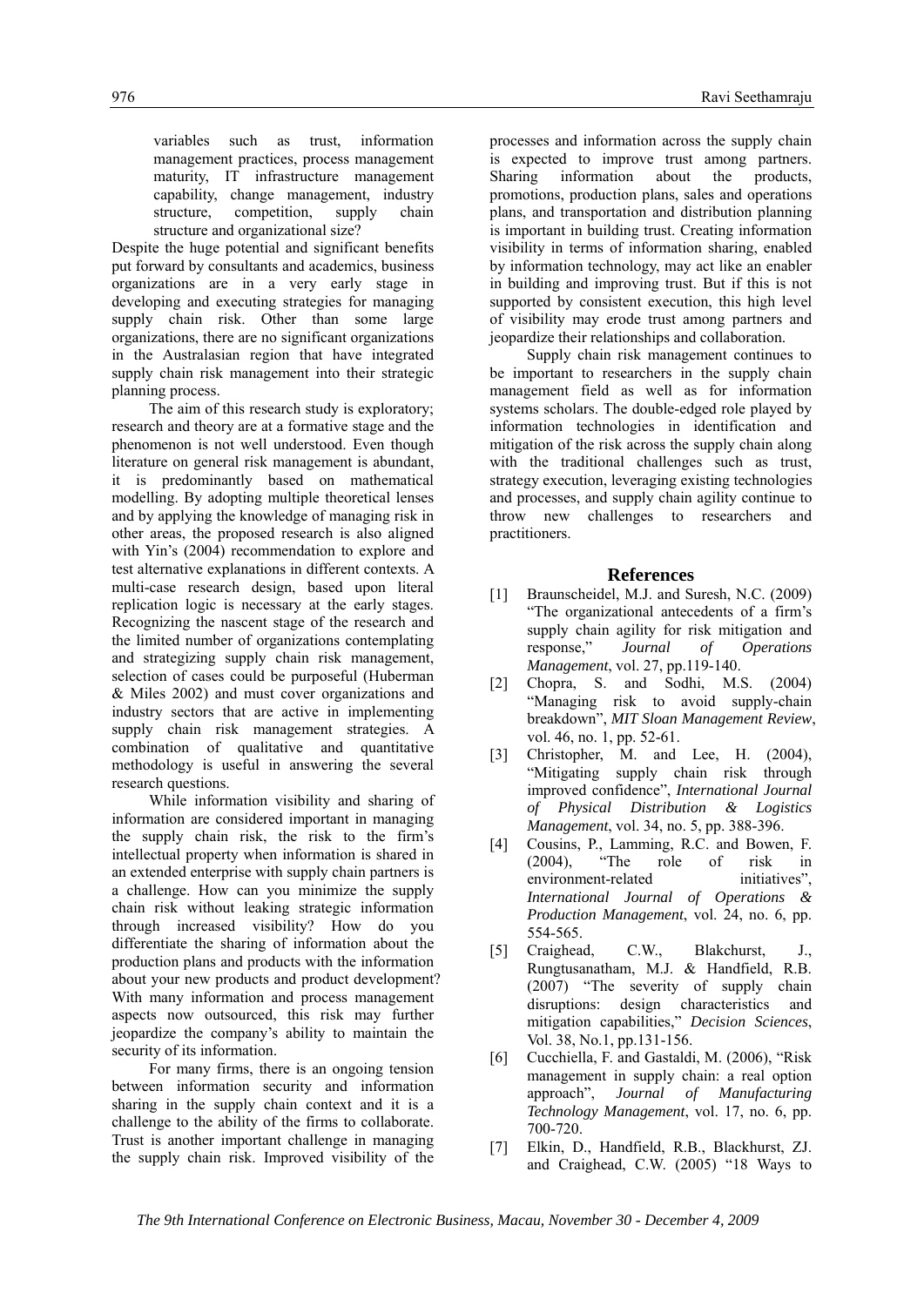variables such as trust, information management practices, process management maturity, IT infrastructure management capability, change management, industry structure, competition, supply chain structure and organizational size?

Despite the huge potential and significant benefits put forward by consultants and academics, business organizations are in a very early stage in developing and executing strategies for managing supply chain risk. Other than some large organizations, there are no significant organizations in the Australasian region that have integrated supply chain risk management into their strategic planning process.

The aim of this research study is exploratory; research and theory are at a formative stage and the phenomenon is not well understood. Even though literature on general risk management is abundant, it is predominantly based on mathematical modelling. By adopting multiple theoretical lenses and by applying the knowledge of managing risk in other areas, the proposed research is also aligned with Yin's (2004) recommendation to explore and test alternative explanations in different contexts. A multi-case research design, based upon literal replication logic is necessary at the early stages. Recognizing the nascent stage of the research and the limited number of organizations contemplating and strategizing supply chain risk management, selection of cases could be purposeful (Huberman & Miles 2002) and must cover organizations and industry sectors that are active in implementing supply chain risk management strategies. A combination of qualitative and quantitative methodology is useful in answering the several research questions.

While information visibility and sharing of information are considered important in managing the supply chain risk, the risk to the firm's intellectual property when information is shared in an extended enterprise with supply chain partners is a challenge. How can you minimize the supply chain risk without leaking strategic information through increased visibility? How do you differentiate the sharing of information about the production plans and products with the information about your new products and product development? With many information and process management aspects now outsourced, this risk may further jeopardize the company's ability to maintain the security of its information.

For many firms, there is an ongoing tension between information security and information sharing in the supply chain context and it is a challenge to the ability of the firms to collaborate. Trust is another important challenge in managing the supply chain risk. Improved visibility of the processes and information across the supply chain is expected to improve trust among partners. Sharing information about the products, promotions, production plans, sales and operations plans, and transportation and distribution planning is important in building trust. Creating information visibility in terms of information sharing, enabled by information technology, may act like an enabler in building and improving trust. But if this is not supported by consistent execution, this high level of visibility may erode trust among partners and jeopardize their relationships and collaboration.

Supply chain risk management continues to be important to researchers in the supply chain management field as well as for information systems scholars. The double-edged role played by information technologies in identification and mitigation of the risk across the supply chain along with the traditional challenges such as trust, strategy execution, leveraging existing technologies and processes, and supply chain agility continue to throw new challenges to researchers and practitioners.

## References

[1] Braunscheidel, M.J. and Suresh, N.C. (2009) "The organizational antecedents of a firm's supply chain agility for risk mitigation and response," *Journal of Operations Management*, vol. 27, pp.119-140.

[2] Chopra, S. and Sodhi, M.S. (2004) "Managing risk to avoid supply-chain breakdown", *MIT Sloan Management Review*, vol. 46, no. 1, pp. 52-61.

[3] Christopher, M. and Lee, H. (2004), "Mitigating supply chain risk through improved confidence", *International Journal of Physical Distribution & Logistics Management*, vol. 34, no. 5, pp. 388-396.

[4] Cousins, P., Lamming, R.C. and Bowen, F. (2004), "The role of risk in environment-related initiatives", *International Journal of Operations & Production Management*, vol. 24, no. 6, pp. 554-565.

[5] Craighead, C.W., Blakchurst, J., Rungtusanatham, M.J. & Handfield, R.B. (2007) "The severity of supply chain disruptions: design characteristics and mitigation capabilities," *Decision Sciences*, Vol. 38, No.1, pp.131-156.

[6] Cucchiella, F. and Gastaldi, M. (2006), "Risk management in supply chain: a real option approach", *Journal of Manufacturing Technology Management*, vol. 17, no. 6, pp. 700-720.

[7] Elkin, D., Handfield, R.B., Blackhurst, ZJ. and Craighead, C.W. (2005) "18 Ways to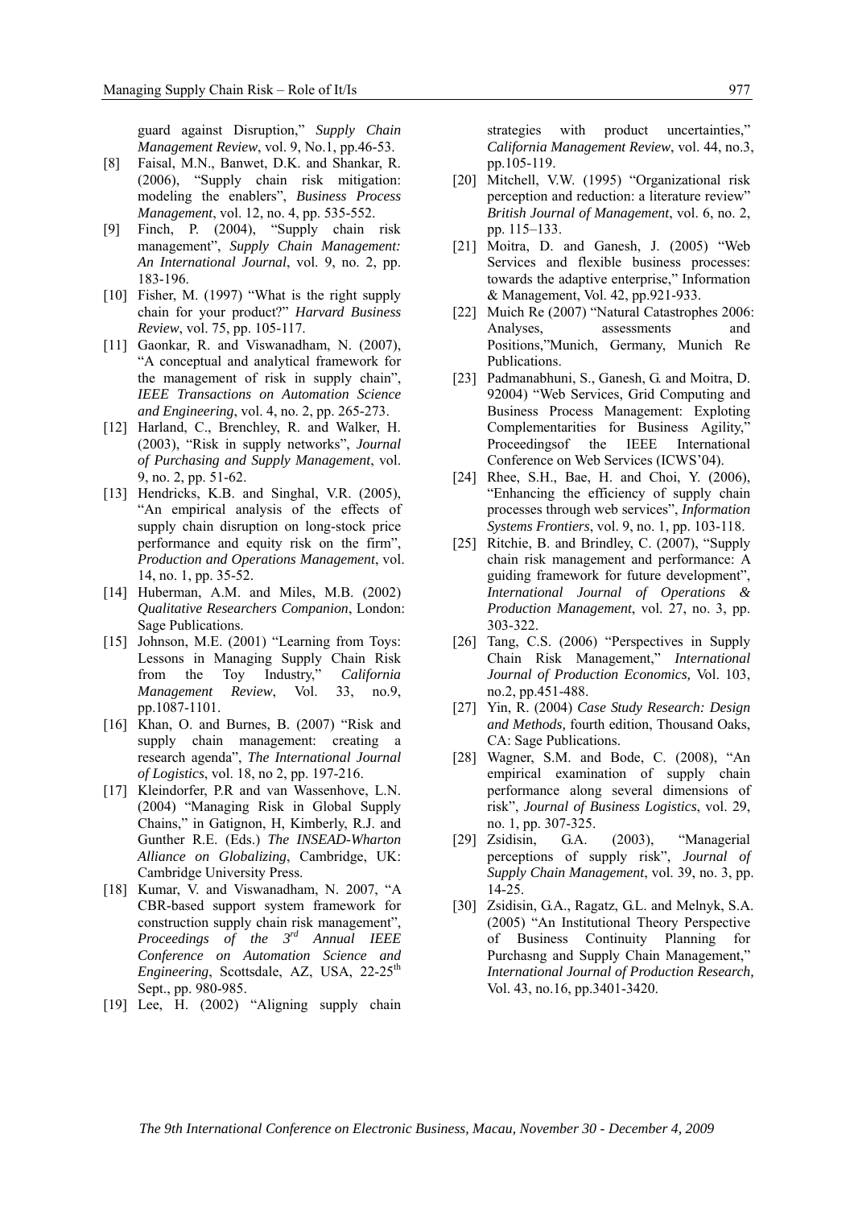guard against Disruption," *Supply Chain Management Review*, vol. 9, No.1, pp.46-53.

[8] Faisal, M.N., Banwet, D.K. and Shankar, R. (2006), "Supply chain risk mitigation: modeling the enablers", *Business Process Management*, vol. 12, no. 4, pp. 535-552.

[9] Finch, P. (2004), "Supply chain risk management", *Supply Chain Management: An International Journal*, vol. 9, no. 2, pp. 183-196.

[10] Fisher, M. (1997) "What is the right supply chain for your product?" *Harvard Business Review*, vol. 75, pp. 105-117.

[11] Gaonkar, R. and Viswanadham, N. (2007), "A conceptual and analytical framework for the management of risk in supply chain", *IEEE Transactions on Automation Science and Engineering*, vol. 4, no. 2, pp. 265-273.

[12] Harland, C., Brenchley, R. and Walker, H. (2003), "Risk in supply networks", *Journal of Purchasing and Supply Management*, vol. 9, no. 2, pp. 51-62.

[13] Hendricks, K.B. and Singhal, V.R. (2005), "An empirical analysis of the effects of supply chain disruption on long-stock price performance and equity risk on the firm", *Production and Operations Management*, vol. 14, no. 1, pp. 35-52.

[14] Huberman, A.M. and Miles, M.B. (2002) *Qualitative Researchers Companion*, London: Sage Publications.

[15] Johnson, M.E. (2001) "Learning from Toys: Lessons in Managing Supply Chain Risk from the Toy Industry," *California Management Review*, Vol. 33, no.9, pp.1087-1101.

[16] Khan, O. and Burnes, B. (2007) "Risk and supply chain management: creating a research agenda", *The International Journal of Logistics*, vol. 18, no 2, pp. 197-216.

[17] Kleindorfer, P.R and van Wassenhove, L.N. (2004) "Managing Risk in Global Supply Chains," in Gatignon, H, Kimberly, R.J. and Gunther R.E. (Eds.) *The INSEAD-Wharton Alliance on Globalizing*, Cambridge, UK: Cambridge University Press.

[18] Kumar, V. and Viswanadham, N. 2007, "A CBR-based support system framework for construction supply chain risk management", *Proceedings of the 3rd Annual IEEE Conference on Automation Science and Engineering*, Scottsdale, AZ, USA, 22-25th Sept., pp. 980-985.

[19] Lee, H. (2002) "Aligning supply chain strategies with product uncertainties," *California Management Review*, vol. 44, no.3, pp.105-119.

[20] Mitchell, V.W. (1995) "Organizational risk perception and reduction: a literature review" *British Journal of Management*, vol. 6, no. 2, pp. 115–133.

[21] Moitra, D. and Ganesh, J. (2005) "Web Services and flexible business processes: towards the adaptive enterprise," Information & Management, Vol. 42, pp.921-933.

[22] Muich Re (2007) "Natural Catastrophes 2006: Analyses, assessments and Positions,"Munich, Germany, Munich Re Publications.

[23] Padmanabhuni, S., Ganesh, G. and Moitra, D. 92004) "Web Services, Grid Computing and Business Process Management: Exploting Complementarities for Business Agility," Proceedingsof the IEEE International Conference on Web Services (ICWS'04).

[24] Rhee, S.H., Bae, H. and Choi, Y. (2006), "Enhancing the efficiency of supply chain processes through web services", *Information Systems Frontiers*, vol. 9, no. 1, pp. 103-118.

[25] Ritchie, B. and Brindley, C. (2007), "Supply chain risk management and performance: A guiding framework for future development", *International Journal of Operations & Production Management*, vol. 27, no. 3, pp. 303-322.

[26] Tang, C.S. (2006) "Perspectives in Supply Chain Risk Management," *International Journal of Production Economics,* Vol. 103, no.2, pp.451-488.

[27] Yin, R. (2004) *Case Study Research: Design and Methods,* fourth edition, Thousand Oaks, CA: Sage Publications.

[28] Wagner, S.M. and Bode, C. (2008), "An empirical examination of supply chain performance along several dimensions of risk", *Journal of Business Logistics*, vol. 29, no. 1, pp. 307-325.

[29] Zsidisin, G.A. (2003), "Managerial perceptions of supply risk", *Journal of Supply Chain Management*, vol. 39, no. 3, pp. 14-25.

[30] Zsidisin, G.A., Ragatz, G.L. and Melnyk, S.A. (2005) "An Institutional Theory Perspective of Business Continuity Planning for Purchasng and Supply Chain Management," *International Journal of Production Research,* Vol. 43, no.16, pp.3401-3420.